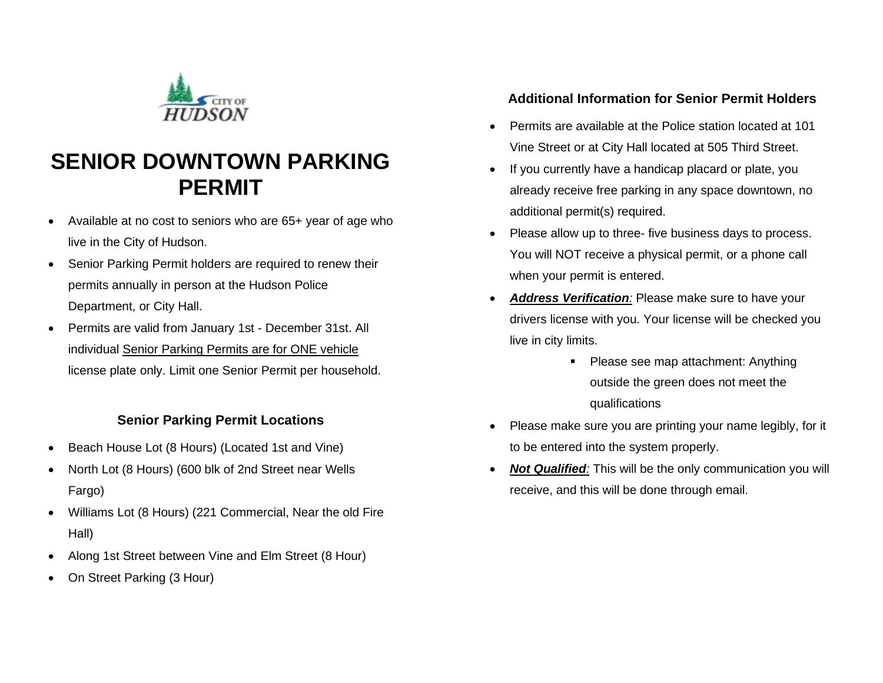CITY OF HUDSON

# SENIOR DOWNTOWN PARKING PERMIT

- Available at no cost to seniors who are 65+ year of age who live in the City of Hudson.
- Senior Parking Permit holders are required to renew their permits annually in person at the Hudson Police Department, or City Hall.
- Permits are valid from January 1st - December 31st. All individual Senior Parking Permits are for ONE vehicle license plate only. Limit one Senior Permit per household.

### Senior Parking Permit Locations

- Beach House Lot (8 Hours) (Located 1st and Vine)
- North Lot (8 Hours) (600 blk of 2nd Street near Wells Fargo)
- Williams Lot (8 Hours) (221 Commercial, Near the old Fire Hall)
- Along 1st Street between Vine and Elm Street (8 Hour)
- On Street Parking (3 Hour)

### Additional Information for Senior Permit Holders

- Permits are available at the Police station located at 101 Vine Street or at City Hall located at 505 Third Street.
- If you currently have a handicap placard or plate, you already receive free parking in any space downtown, no additional permit(s) required.
- Please allow up to three- five business days to process. You will NOT receive a physical permit, or a phone call when your permit is entered.
- ***Address Verification**:* Please make sure to have your drivers license with you. Your license will be checked you live in city limits.
  - Please see map attachment: Anything outside the green does not meet the qualifications
- Please make sure you are printing your name legibly, for it to be entered into the system properly.
- ***Not Qualified**:* This will be the only communication you will receive, and this will be done through email.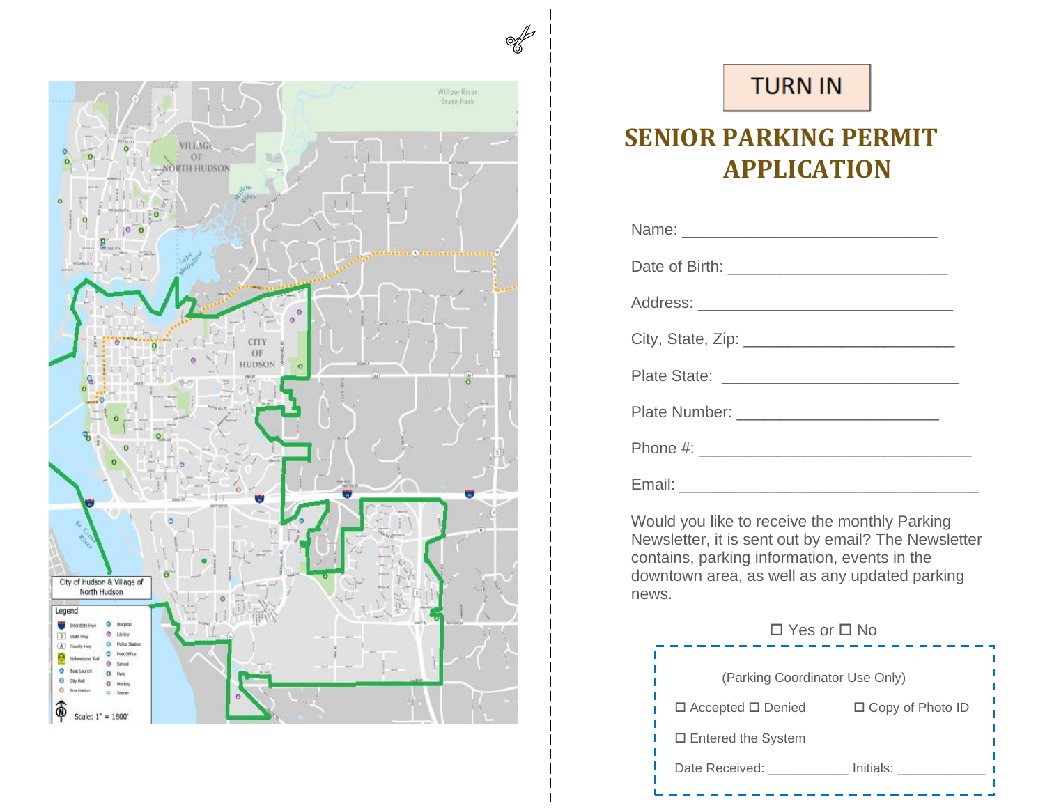City of Hudson & Village of North Hudson

Legend

Interstate Hwy
State Hwy
County Hwy
Yellowstone Trail
Boat Launch
City Hall
Fire Station
Hospital
Library
Police Station
Post Office
School
Park
Hockey
Soccer

Scale: 1" = 1800'

TURN IN

# SENIOR PARKING PERMIT APPLICATION

Name: ______________________________

Date of Birth: __________________________

Address: ______________________________

City, State, Zip: ________________________

Plate State: ____________________________

Plate Number: ________________________

Phone #: ________________________________

Email: __________________________________

Would you like to receive the monthly Parking Newsletter, it is sent out by email? The Newsletter contains, parking information, events in the downtown area, as well as any updated parking news.

☐ Yes or ☐ No

(Parking Coordinator Use Only)

☐ Accepted ☐ Denied ☐ Copy of Photo ID

☐ Entered the System

Date Received: ___________ Initials: ____________